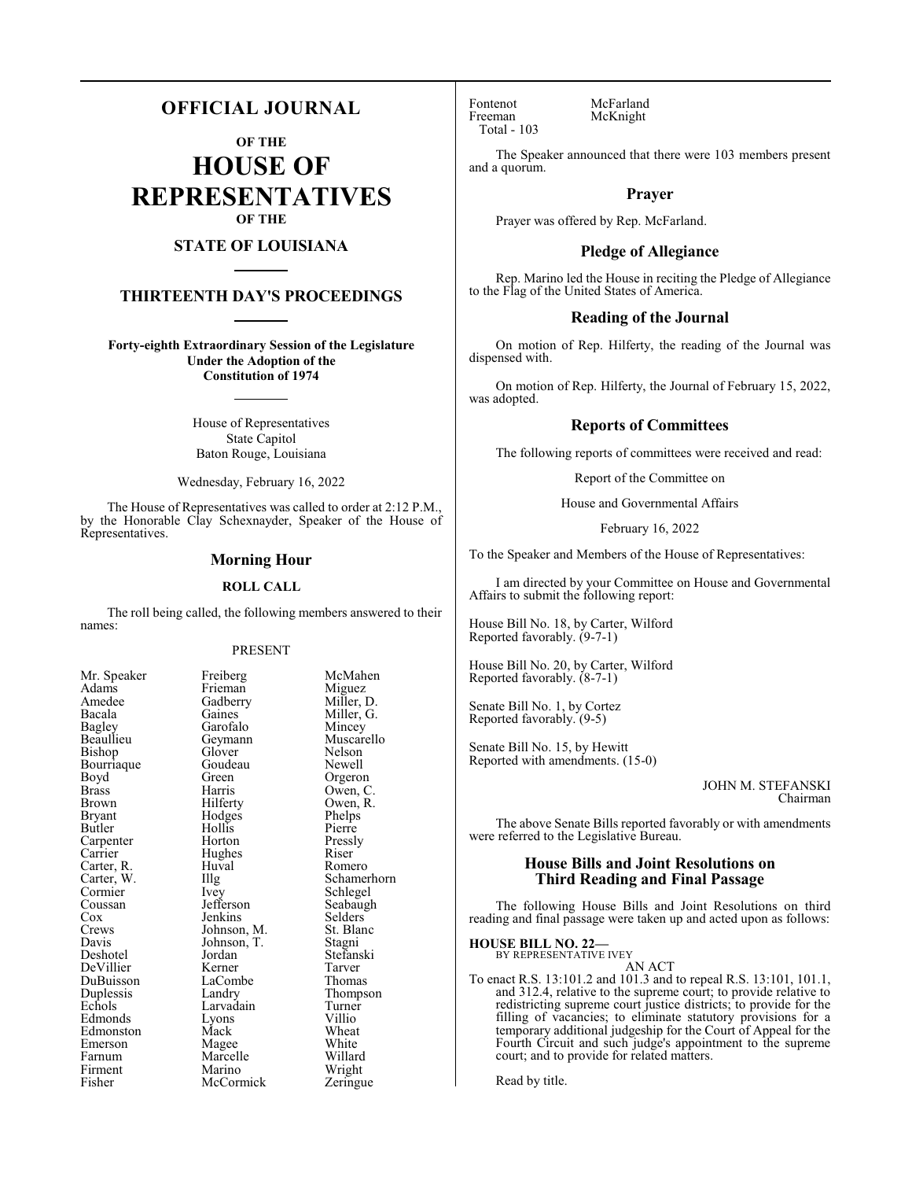# OFFICIAL JOURNAL

## OF THE

# HOUSE OF REPRESENTATIVES

## OF THE

## STATE OF LOUISIANA

## THIRTEENTH DAY'S PROCEEDINGS

**Forty-eighth Extraordinary Session of the Legislature Under the Adoption of the Constitution of 1974**

House of Representatives
State Capitol
Baton Rouge, Louisiana

Wednesday, February 16, 2022

The House of Representatives was called to order at 2:12 P.M., by the Honorable Clay Schexnayder, Speaker of the House of Representatives.

### Morning Hour

#### ROLL CALL

The roll being called, the following members answered to their names:

PRESENT

| | | |
|---|---|---|
| Mr. Speaker | Freiberg | McMahen |
| Adams | Frieman | Miguez |
| Amedee | Gadberry | Miller, D. |
| Bacala | Gaines | Miller, G. |
| Bagley | Garofalo | Mincey |
| Beaullieu | Geymann | Muscarello |
| Bishop | Glover | Nelson |
| Bourriaque | Goudeau | Newell |
| Boyd | Green | Orgeron |
| Brass | Harris | Owen, C. |
| Brown | Hilferty | Owen, R. |
| Bryant | Hodges | Phelps |
| Butler | Hollis | Pierre |
| Carpenter | Horton | Pressly |
| Carrier | Hughes | Riser |
| Carter, R. | Huval | Romero |
| Carter, W. | Illg | Schamerhorn |
| Cormier | Ivey | Schlegel |
| Coussan | Jefferson | Seabaugh |
| Cox | Jenkins | Selders |
| Crews | Johnson, M. | St. Blanc |
| Davis | Johnson, T. | Stagni |
| Deshotel | Jordan | Stefanski |
| DeVillier | Kerner | Tarver |
| DuBuisson | LaCombe | Thomas |
| Duplessis | Landry | Thompson |
| Echols | Larvadain | Turner |
| Edmonds | Lyons | Villio |
| Edmonston | Mack | Wheat |
| Emerson | Magee | White |
| Farnum | Marcelle | Willard |
| Firment | Marino | Wright |
| Fisher | McCormick | Zeringue |
| Fontenot | McFarland | |
| Freeman | McKnight | |

Total - 103

The Speaker announced that there were 103 members present and a quorum.

### Prayer

Prayer was offered by Rep. McFarland.

### Pledge of Allegiance

Rep. Marino led the House in reciting the Pledge of Allegiance to the Flag of the United States of America.

### Reading of the Journal

On motion of Rep. Hilferty, the reading of the Journal was dispensed with.

On motion of Rep. Hilferty, the Journal of February 15, 2022, was adopted.

### Reports of Committees

The following reports of committees were received and read:

Report of the Committee on

House and Governmental Affairs

February 16, 2022

To the Speaker and Members of the House of Representatives:

I am directed by your Committee on House and Governmental Affairs to submit the following report:

House Bill No. 18, by Carter, Wilford
Reported favorably. (9-7-1)

House Bill No. 20, by Carter, Wilford
Reported favorably. (8-7-1)

Senate Bill No. 1, by Cortez
Reported favorably. (9-5)

Senate Bill No. 15, by Hewitt
Reported with amendments. (15-0)

JOHN M. STEFANSKI
Chairman

The above Senate Bills reported favorably or with amendments were referred to the Legislative Bureau.

### House Bills and Joint Resolutions on Third Reading and Final Passage

The following House Bills and Joint Resolutions on third reading and final passage were taken up and acted upon as follows:

**HOUSE BILL NO. 22—**
BY REPRESENTATIVE IVEY

AN ACT

To enact R.S. 13:101.2 and 101.3 and to repeal R.S. 13:101, 101.1, and 312.4, relative to the supreme court; to provide relative to redistricting supreme court justice districts; to provide for the filling of vacancies; to eliminate statutory provisions for a temporary additional judgeship for the Court of Appeal for the Fourth Circuit and such judge's appointment to the supreme court; and to provide for related matters.

Read by title.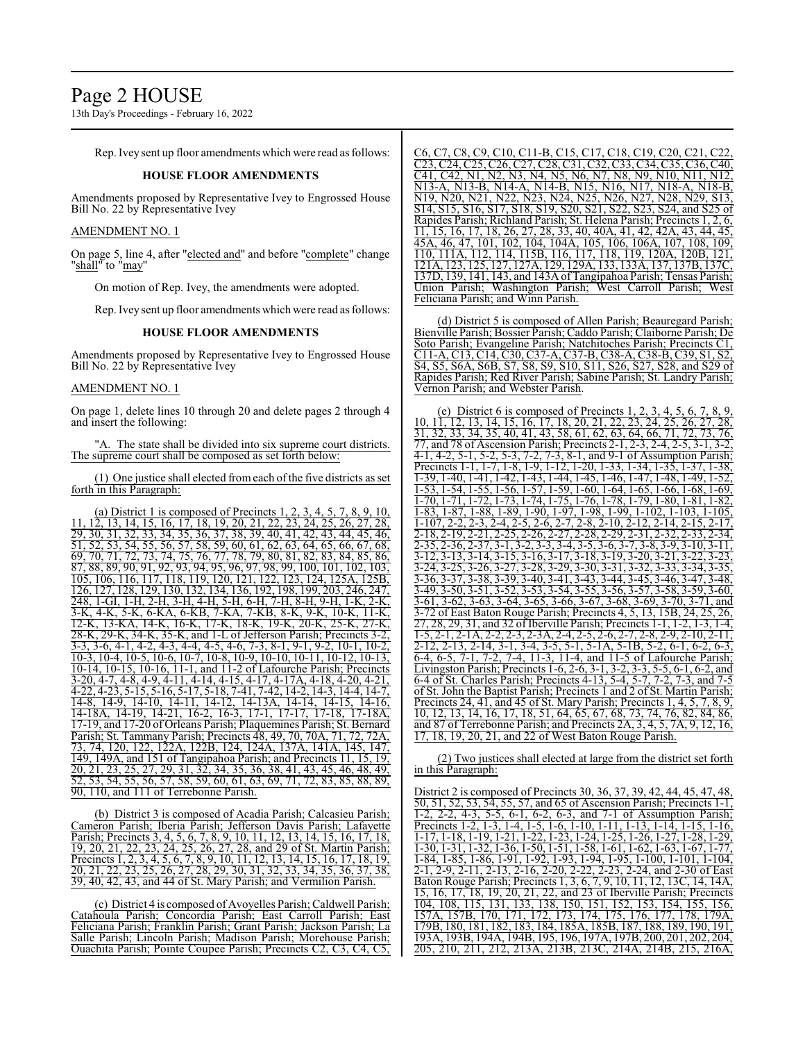Rep. Ivey sent up floor amendments which were read as follows:

**HOUSE FLOOR AMENDMENTS**

Amendments proposed by Representative Ivey to Engrossed House Bill No. 22 by Representative Ivey

AMENDMENT NO. 1

On page 5, line 4, after "elected and" and before "complete" change "shall" to "may"

On motion of Rep. Ivey, the amendments were adopted.

Rep. Ivey sent up floor amendments which were read as follows:

**HOUSE FLOOR AMENDMENTS**

Amendments proposed by Representative Ivey to Engrossed House Bill No. 22 by Representative Ivey

AMENDMENT NO. 1

On page 1, delete lines 10 through 20 and delete pages 2 through 4 and insert the following:

"A. The state shall be divided into six supreme court districts. The supreme court shall be composed as set forth below:

(1) One justice shall elected from each of the five districts as set forth in this Paragraph:

(a) District 1 is composed of Precincts 1, 2, 3, 4, 5, 7, 8, 9, 10, 11, 12, 13, 14, 15, 16, 17, 18, 19, 20, 21, 22, 23, 24, 25, 26, 27, 28, 29, 30, 31, 32, 33, 34, 35, 36, 37, 38, 39, 40, 41, 42, 43, 44, 45, 46, 51, 52, 53, 54, 55, 56, 57, 58, 59, 60, 61, 62, 63, 64, 65, 66, 67, 68, 69, 70, 71, 72, 73, 74, 75, 76, 77, 78, 79, 80, 81, 82, 83, 84, 85, 86, 87, 88, 89, 90, 91, 92, 93, 94, 95, 96, 97, 98, 99, 100, 101, 102, 103, 105, 106, 116, 117, 118, 119, 120, 121, 122, 123, 124, 125A, 125B, 126, 127, 128, 129, 130, 132, 134, 136, 192, 198, 199, 203, 246, 247, 248, 1-GI, 1-H, 2-H, 3-H, 4-H, 5-H, 6-H, 7-H, 8-H, 9-H, 1-K, 2-K, 3-K, 4-K, 5-K, 6-KA, 6-KB, 7-KA, 7-KB, 8-K, 9-K, 10-K, 11-K, 12-K, 13-KA, 14-K, 16-K, 17-K, 18-K, 19-K, 20-K, 25-K, 27-K, 28-K, 29-K, 34-K, 35-K, and 1-L of Jefferson Parish; Precincts 3-2, 3-3, 3-6, 4-1, 4-2, 4-3, 4-4, 4-5, 4-6, 7-3, 8-1, 9-1, 9-2, 10-1, 10-2, 10-3, 10-4, 10-5, 10-6, 10-7, 10-8, 10-9, 10-10, 10-11, 10-12, 10-13, 10-14, 10-15, 10-16, 11-1, and 11-2 of Lafourche Parish; Precincts 3-20, 4-7, 4-8, 4-9, 4-11, 4-14, 4-15, 4-17, 4-17A, 4-18, 4-20, 4-21, 4-22, 4-23, 5-15, 5-16, 5-17, 5-18, 7-41, 7-42, 14-2, 14-3, 14-4, 14-7, 14-8, 14-9, 14-10, 14-11, 14-12, 14-13A, 14-14, 14-15, 14-16, 14-18A, 14-19, 14-21, 16-2, 16-3, 17-1, 17-17, 17-18, 17-18A, 17-19, and 17-20 of Orleans Parish; Plaquemines Parish; St. Bernard Parish; St. Tammany Parish; Precincts 48, 49, 70, 70A, 71, 72, 72A, 73, 74, 120, 122, 122A, 122B, 124, 124A, 137A, 141A, 145, 147, 149, 149A, and 151 of Tangipahoa Parish; and Precincts 11, 15, 19, 20, 21, 23, 25, 27, 29, 31, 32, 34, 35, 36, 38, 41, 43, 45, 46, 48, 49, 52, 53, 54, 55, 56, 57, 58, 59, 60, 61, 63, 69, 71, 72, 83, 85, 88, 89, 90, 110, and 111 of Terrebonne Parish.

(b) District 3 is composed of Acadia Parish; Calcasieu Parish; Cameron Parish; Iberia Parish; Jefferson Davis Parish; Lafayette Parish; Precincts 3, 4, 5, 6, 7, 8, 9, 10, 11, 12, 13, 14, 15, 16, 17, 18, 19, 20, 21, 22, 23, 24, 25, 26, 27, 28, and 29 of St. Martin Parish; Precincts 1, 2, 3, 4, 5, 6, 7, 8, 9, 10, 11, 12, 13, 14, 15, 16, 17, 18, 19, 20, 21, 22, 23, 25, 26, 27, 28, 29, 30, 31, 32, 33, 34, 35, 36, 37, 38, 39, 40, 42, 43, and 44 of St. Mary Parish; and Vermilion Parish.

(c) District 4 is composed of Avoyelles Parish; Caldwell Parish; Catahoula Parish; Concordia Parish; East Carroll Parish; East Feliciana Parish; Franklin Parish; Grant Parish; Jackson Parish; La Salle Parish; Lincoln Parish; Madison Parish; Morehouse Parish; Ouachita Parish; Pointe Coupee Parish; Precincts C2, C3, C4, C5, C6, C7, C8, C9, C10, C11-B, C15, C17, C18, C19, C20, C21, C22, C23, C24, C25, C26, C27, C28, C31, C32, C33, C34, C35, C36, C40, C41, C42, N1, N2, N3, N4, N5, N6, N7, N8, N9, N10, N11, N12, N13-A, N13-B, N14-A, N14-B, N15, N16, N17, N18-A, N18-B, N19, N20, N21, N22, N23, N24, N25, N26, N27, N28, N29, S13, S14, S15, S16, S17, S18, S19, S20, S21, S22, S23, S24, and S25 of Rapides Parish; Richland Parish; St. Helena Parish; Precincts 1, 2, 6, 11, 15, 16, 17, 18, 26, 27, 28, 33, 40, 40A, 41, 42, 42A, 43, 44, 45, 45A, 46, 47, 101, 102, 104, 104A, 105, 106, 106A, 107, 108, 109, 110, 111A, 112, 114, 115B, 116, 117, 118, 119, 120A, 120B, 121, 121A, 123, 125, 127, 127A, 129, 129A, 133, 133A, 137, 137B, 137C, 137D, 139, 141, 143, and 143A of Tangipahoa Parish; Tensas Parish; Union Parish; Washington Parish; West Carroll Parish; West Feliciana Parish; and Winn Parish.

(d) District 5 is composed of Allen Parish; Beauregard Parish; Bienville Parish; Bossier Parish; Caddo Parish; Claiborne Parish; De Soto Parish; Evangeline Parish; Natchitoches Parish; Precincts C1, C11-A, C13, C14, C30, C37-A, C37-B, C38-A, C38-B, C39, S1, S2, S4, S5, S6A, S6B, S7, S8, S9, S10, S11, S26, S27, S28, and S29 of Rapides Parish; Red River Parish; Sabine Parish; St. Landry Parish; Vernon Parish; and Webster Parish.

(e) District 6 is composed of Precincts 1, 2, 3, 4, 5, 6, 7, 8, 9, 10, 11, 12, 13, 14, 15, 16, 17, 18, 20, 21, 22, 23, 24, 25, 26, 27, 28, 31, 32, 33, 34, 35, 40, 41, 43, 58, 61, 62, 63, 64, 66, 71, 72, 73, 76, 77, and 78 of Ascension Parish; Precincts 2-1, 2-3, 2-4, 2-5, 3-1, 3-2, 4-1, 4-2, 5-1, 5-2, 5-3, 7-2, 7-3, 8-1, and 9-1 of Assumption Parish; Precincts 1-1, 1-7, 1-8, 1-9, 1-12, 1-20, 1-33, 1-34, 1-35, 1-37, 1-38, 1-39, 1-40, 1-41, 1-42, 1-43, 1-44, 1-45, 1-46, 1-47, 1-48, 1-49, 1-52, 1-53, 1-54, 1-55, 1-56, 1-57, 1-59, 1-60, 1-64, 1-65, 1-66, 1-68, 1-69, 1-70, 1-71, 1-72, 1-73, 1-74, 1-75, 1-76, 1-78, 1-79, 1-80, 1-81, 1-82, 1-83, 1-87, 1-88, 1-89, 1-90, 1-97, 1-98, 1-99, 1-102, 1-103, 1-105, 1-107, 2-2, 2-3, 2-4, 2-5, 2-6, 2-7, 2-8, 2-10, 2-12, 2-14, 2-15, 2-17, 2-18, 2-19, 2-21, 2-25, 2-26, 2-27, 2-28, 2-29, 2-31, 2-32, 2-33, 2-34, 2-35, 2-36, 2-37, 3-1, 3-2, 3-3, 3-4, 3-5, 3-6, 3-7, 3-8, 3-9, 3-10, 3-11, 3-12, 3-13, 3-14, 3-15, 3-16, 3-17, 3-18, 3-19, 3-20, 3-21, 3-22, 3-23, 3-24, 3-25, 3-26, 3-27, 3-28, 3-29, 3-30, 3-31, 3-32, 3-33, 3-34, 3-35, 3-36, 3-37, 3-38, 3-39, 3-40, 3-41, 3-43, 3-44, 3-45, 3-46, 3-47, 3-48, 3-49, 3-50, 3-51, 3-52, 3-53, 3-54, 3-55, 3-56, 3-57, 3-58, 3-59, 3-60, 3-61, 3-62, 3-63, 3-64, 3-65, 3-66, 3-67, 3-68, 3-69, 3-70, 3-71, and 3-72 of East Baton Rouge Parish; Precincts 4, 5, 13, 15B, 24, 25, 26, 27, 28, 29, 31, and 32 of Iberville Parish; Precincts 1-1, 1-2, 1-3, 1-4, 1-5, 2-1, 2-1A, 2-2, 2-3, 2-3A, 2-4, 2-5, 2-6, 2-7, 2-8, 2-9, 2-10, 2-11, 2-12, 2-13, 2-14, 3-1, 3-4, 3-5, 5-1, 5-1A, 5-1B, 5-2, 6-1, 6-2, 6-3, 6-4, 6-5, 7-1, 7-2, 7-4, 11-3, 11-4, and 11-5 of Lafourche Parish; Livingston Parish; Precincts 1-6, 2-6, 3-1, 3-2, 3-3, 5-5, 6-1, 6-2, and 6-4 of St. Charles Parish; Precincts 4-13, 5-4, 5-7, 7-2, 7-3, and 7-5 of St. John the Baptist Parish; Precincts 1 and 2 of St. Martin Parish; Precincts 24, 41, and 45 of St. Mary Parish; Precincts 1, 4, 5, 7, 8, 9, 10, 12, 13, 14, 16, 17, 18, 51, 64, 65, 67, 68, 73, 74, 76, 82, 84, 86, and 87 of Terrebonne Parish; and Precincts 2A, 3, 4, 5, 7A, 9, 12, 16, 17, 18, 19, 20, 21, and 22 of West Baton Rouge Parish.

(2) Two justices shall elected at large from the district set forth in this Paragraph:

District 2 is composed of Precincts 30, 36, 37, 39, 42, 44, 45, 47, 48, 50, 51, 52, 53, 54, 55, 57, and 65 of Ascension Parish; Precincts 1-1, 1-2, 2-2, 4-3, 5-5, 6-1, 6-2, 6-3, and 7-1 of Assumption Parish; Precincts 1-2, 1-3, 1-4, 1-5, 1-6, 1-10, 1-11, 1-13, 1-14, 1-15, 1-16, 1-17, 1-18, 1-19, 1-21, 1-22, 1-23, 1-24, 1-25, 1-26, 1-27, 1-28, 1-29, 1-30, 1-31, 1-32, 1-36, 1-50, 1-51, 1-58, 1-61, 1-62, 1-63, 1-67, 1-77, 1-84, 1-85, 1-86, 1-91, 1-92, 1-93, 1-94, 1-95, 1-100, 1-101, 1-104, 2-1, 2-9, 2-11, 2-13, 2-16, 2-20, 2-22, 2-23, 2-24, and 2-30 of East Baton Rouge Parish; Precincts 1, 3, 6, 7, 9, 10, 11, 12, 13C, 14, 14A, 15, 16, 17, 18, 19, 20, 21, 22, and 23 of Iberville Parish; Precincts 104, 108, 115, 131, 133, 138, 150, 151, 152, 153, 154, 155, 156, 157A, 157B, 170, 171, 172, 173, 174, 175, 176, 177, 178, 179A, 179B, 180, 181, 182, 183, 184, 185A, 185B, 187, 188, 189, 190, 191, 193A, 193B, 194A, 194B, 195, 196, 197A, 197B, 200, 201, 202, 204, 205, 210, 211, 212, 213A, 213B, 213C, 214A, 214B, 215, 216A,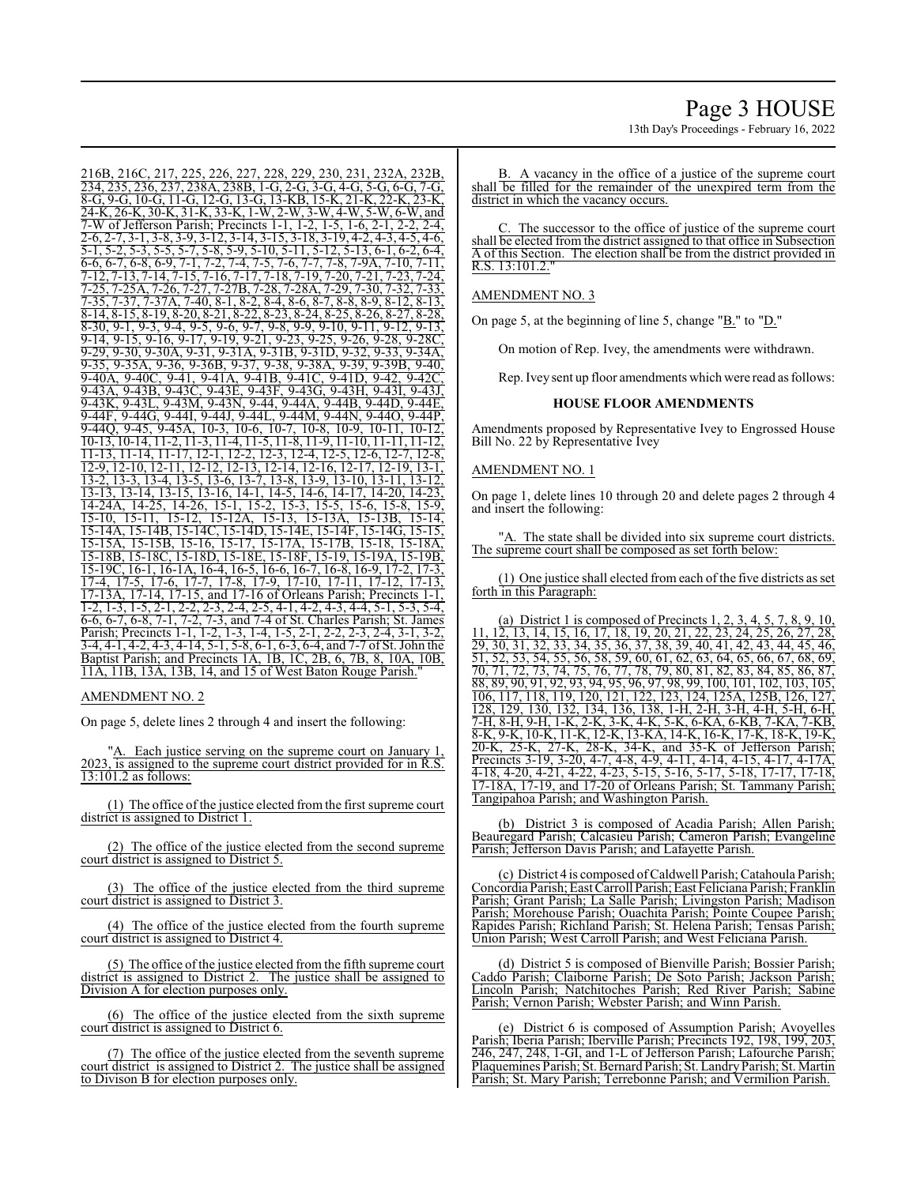216B, 216C, 217, 225, 226, 227, 228, 229, 230, 231, 232A, 232B, 234, 235, 236, 237, 238A, 238B, 1-G, 2-G, 3-G, 4-G, 5-G, 6-G, 7-G, 8-G, 9-G, 10-G, 11-G, 12-G, 13-G, 13-KB, 15-K, 21-K, 22-K, 23-K, 24-K, 26-K, 30-K, 31-K, 33-K, 1-W, 2-W, 3-W, 4-W, 5-W, 6-W, and 7-W of Jefferson Parish; Precincts 1-1, 1-2, 1-5, 1-6, 2-1, 2-2, 2-4, 2-6, 2-7, 3-1, 3-8, 3-9, 3-12, 3-14, 3-15, 3-18, 3-19, 4-2, 4-3, 4-5, 4-6, 5-1, 5-2, 5-3, 5-5, 5-7, 5-8, 5-9, 5-10, 5-11, 5-12, 5-13, 6-1, 6-2, 6-4, 6-6, 6-7, 6-8, 6-9, 7-1, 7-2, 7-4, 7-5, 7-6, 7-7, 7-8, 7-9A, 7-10, 7-11, 7-12, 7-13, 7-14, 7-15, 7-16, 7-17, 7-18, 7-19, 7-20, 7-21, 7-23, 7-24, 7-25, 7-25A, 7-26, 7-27, 7-27B, 7-28, 7-28A, 7-29, 7-30, 7-32, 7-33, 7-35, 7-37, 7-37A, 7-40, 8-1, 8-2, 8-4, 8-6, 8-7, 8-8, 8-9, 8-12, 8-13, 8-14, 8-15, 8-19, 8-20, 8-21, 8-22, 8-23, 8-24, 8-25, 8-26, 8-27, 8-28, 8-30, 9-1, 9-3, 9-4, 9-5, 9-6, 9-7, 9-8, 9-9, 9-10, 9-11, 9-12, 9-13, 9-14, 9-15, 9-16, 9-17, 9-19, 9-21, 9-23, 9-25, 9-26, 9-28, 9-28C, 9-29, 9-30, 9-30A, 9-31, 9-31A, 9-31B, 9-31D, 9-32, 9-33, 9-34A, 9-35, 9-35A, 9-36, 9-36B, 9-37, 9-38, 9-38A, 9-39, 9-39B, 9-40, 9-40A, 9-40C, 9-41, 9-41A, 9-41B, 9-41C, 9-41D, 9-42, 9-42C, 9-43A, 9-43B, 9-43C, 9-43E, 9-43F, 9-43G, 9-43H, 9-43I, 9-43J, 9-43K, 9-43L, 9-43M, 9-43N, 9-44, 9-44A, 9-44B, 9-44D, 9-44E, 9-44F, 9-44G, 9-44I, 9-44J, 9-44L, 9-44M, 9-44N, 9-44O, 9-44P, 9-44Q, 9-45, 9-45A, 10-3, 10-6, 10-7, 10-8, 10-9, 10-11, 10-12, 10-13, 10-14, 11-2, 11-3, 11-4, 11-5, 11-8, 11-9, 11-10, 11-11, 11-12, 11-13, 11-14, 11-17, 12-1, 12-2, 12-3, 12-4, 12-5, 12-6, 12-7, 12-8, 12-9, 12-10, 12-11, 12-12, 12-13, 12-14, 12-16, 12-17, 12-19, 13-1, 13-2, 13-3, 13-4, 13-5, 13-6, 13-7, 13-8, 13-9, 13-10, 13-11, 13-12, 13-13, 13-14, 13-15, 13-16, 14-1, 14-5, 14-6, 14-17, 14-20, 14-23, 14-24A, 14-25, 14-26, 15-1, 15-2, 15-3, 15-5, 15-6, 15-8, 15-9, 15-10, 15-11, 15-12, 15-12A, 15-13, 15-13A, 15-13B, 15-14, 15-14A, 15-14B, 15-14C, 15-14D, 15-14E, 15-14F, 15-14G, 15-15, 15-15A, 15-15B, 15-16, 15-17, 15-17A, 15-17B, 15-18, 15-18A, 15-18B, 15-18C, 15-18D, 15-18E, 15-18F, 15-19, 15-19A, 15-19B, 15-19C, 16-1, 16-1A, 16-4, 16-5, 16-6, 16-7, 16-8, 16-9, 17-2, 17-3, 17-4, 17-5, 17-6, 17-7, 17-8, 17-9, 17-10, 17-11, 17-12, 17-13, 17-13A, 17-14, 17-15, and 17-16 of Orleans Parish; Precincts 1-1, 1-2, 1-3, 1-5, 2-1, 2-2, 2-3, 2-4, 2-5, 4-1, 4-2, 4-3, 4-4, 5-1, 5-3, 5-4, 6-6, 6-7, 6-8, 7-1, 7-2, 7-3, and 7-4 of St. Charles Parish; St. James Parish; Precincts 1-1, 1-2, 1-3, 1-4, 1-5, 2-1, 2-2, 2-3, 2-4, 3-1, 3-2, 3-4, 4-1, 4-2, 4-3, 4-14, 5-1, 5-8, 6-1, 6-3, 6-4, and 7-7 of St. John the Baptist Parish; and Precincts 1A, 1B, 1C, 2B, 6, 7B, 8, 10A, 10B, 11A, 11B, 13A, 13B, 14, and 15 of West Baton Rouge Parish."

AMENDMENT NO. 2

On page 5, delete lines 2 through 4 and insert the following:

"A. Each justice serving on the supreme court on January 1, 2023, is assigned to the supreme court district provided for in R.S. 13:101.2 as follows:

(1) The office of the justice elected from the first supreme court district is assigned to District 1.

(2) The office of the justice elected from the second supreme court district is assigned to District 5.

(3) The office of the justice elected from the third supreme court district is assigned to District 3.

(4) The office of the justice elected from the fourth supreme court district is assigned to District 4.

(5) The office of the justice elected from the fifth supreme court district is assigned to District 2. The justice shall be assigned to Division A for election purposes only.

(6) The office of the justice elected from the sixth supreme court district is assigned to District 6.

(7) The office of the justice elected from the seventh supreme court district is assigned to District 2. The justice shall be assigned to Divison B for election purposes only.

B. A vacancy in the office of a justice of the supreme court shall be filled for the remainder of the unexpired term from the district in which the vacancy occurs.

C. The successor to the office of justice of the supreme court shall be elected from the district assigned to that office in Subsection A of this Section. The election shall be from the district provided in R.S. 13:101.2."

AMENDMENT NO. 3

On page 5, at the beginning of line 5, change "B." to "D."

On motion of Rep. Ivey, the amendments were withdrawn.

Rep. Ivey sent up floor amendments which were read as follows:

**HOUSE FLOOR AMENDMENTS**

Amendments proposed by Representative Ivey to Engrossed House Bill No. 22 by Representative Ivey

AMENDMENT NO. 1

On page 1, delete lines 10 through 20 and delete pages 2 through 4 and insert the following:

"A. The state shall be divided into six supreme court districts. The supreme court shall be composed as set forth below:

(1) One justice shall elected from each of the five districts as set forth in this Paragraph:

(a) District 1 is composed of Precincts 1, 2, 3, 4, 5, 7, 8, 9, 10, 11, 12, 13, 14, 15, 16, 17, 18, 19, 20, 21, 22, 23, 24, 25, 26, 27, 28, 29, 30, 31, 32, 33, 34, 35, 36, 37, 38, 39, 40, 41, 42, 43, 44, 45, 46, 51, 52, 53, 54, 55, 56, 58, 59, 60, 61, 62, 63, 64, 65, 66, 67, 68, 69, 70, 71, 72, 73, 74, 75, 76, 77, 78, 79, 80, 81, 82, 83, 84, 85, 86, 87, 88, 89, 90, 91, 92, 93, 94, 95, 96, 97, 98, 99, 100, 101, 102, 103, 105, 106, 117, 118, 119, 120, 121, 122, 123, 124, 125A, 125B, 126, 127, 128, 129, 130, 132, 134, 136, 138, 1-H, 2-H, 3-H, 4-H, 5-H, 6-H, 7-H, 8-H, 9-H, 1-K, 2-K, 3-K, 4-K, 5-K, 6-KA, 6-KB, 7-KA, 7-KB, 8-K, 9-K, 10-K, 11-K, 12-K, 13-KA, 14-K, 16-K, 17-K, 18-K, 19-K, 20-K, 25-K, 27-K, 28-K, 34-K, and 35-K of Jefferson Parish; Precincts 3-19, 3-20, 4-7, 4-8, 4-9, 4-11, 4-14, 4-15, 4-17, 4-17A, 4-18, 4-20, 4-21, 4-22, 4-23, 5-15, 5-16, 5-17, 5-18, 17-17, 17-18, 17-18A, 17-19, and 17-20 of Orleans Parish; St. Tammany Parish; Tangipahoa Parish; and Washington Parish.

(b) District 3 is composed of Acadia Parish; Allen Parish; Beauregard Parish; Calcasieu Parish; Cameron Parish; Evangeline Parish; Jefferson Davis Parish; and Lafayette Parish.

(c) District 4 is composed of Caldwell Parish; Catahoula Parish; Concordia Parish; East Carroll Parish; East Feliciana Parish; Franklin Parish; Grant Parish; La Salle Parish; Livingston Parish; Madison Parish; Morehouse Parish; Ouachita Parish; Pointe Coupee Parish; Rapides Parish; Richland Parish; St. Helena Parish; Tensas Parish; Union Parish; West Carroll Parish; and West Feliciana Parish.

(d) District 5 is composed of Bienville Parish; Bossier Parish; Caddo Parish; Claiborne Parish; De Soto Parish; Jackson Parish; Lincoln Parish; Natchitoches Parish; Red River Parish; Sabine Parish; Vernon Parish; Webster Parish; and Winn Parish.

(e) District 6 is composed of Assumption Parish; Avoyelles Parish; Iberia Parish; Iberville Parish; Precincts 192, 198, 199, 203, 246, 247, 248, 1-GI, and 1-L of Jefferson Parish; Lafourche Parish; Plaquemines Parish; St. Bernard Parish; St. Landry Parish; St. Martin Parish; St. Mary Parish; Terrebonne Parish; and Vermilion Parish.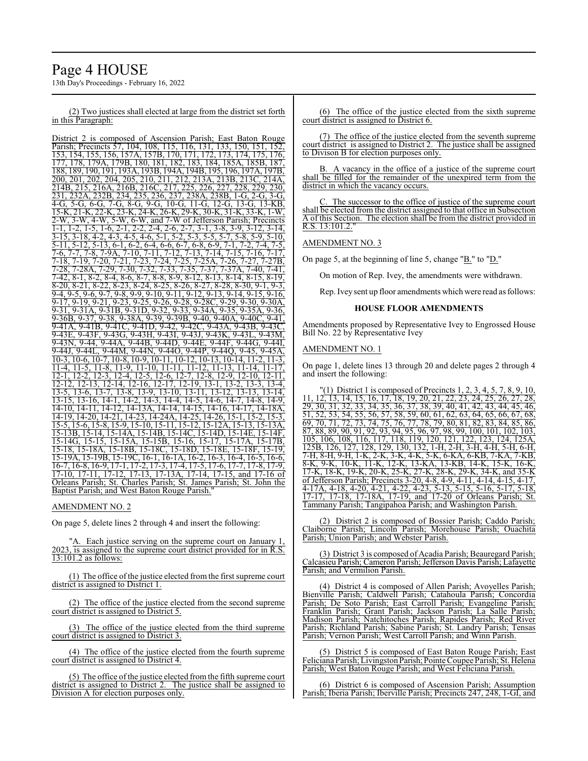(2) Two justices shall elected at large from the district set forth in this Paragraph:

District 2 is composed of Ascension Parish; East Baton Rouge Parish; Precincts 57, 104, 108, 115, 116, 131, 133, 150, 151, 152, 153, 154, 155, 156, 157A, 157B, 170, 171, 172, 173, 174, 175, 176, 177, 178, 179A, 179B, 180, 181, 182, 183, 184, 185A, 185B, 187, 188, 189, 190, 191, 193A, 193B, 194A, 194B, 195, 196, 197A, 197B, 200, 201, 202, 204, 205, 210, 211, 212, 213A, 213B, 213C, 214A, 214B, 215, 216A, 216B, 216C, 217, 225, 226, 227, 228, 229, 230, 231, 232A, 232B, 234, 235, 236, 237, 238A, 238B, 1-G, 2-G, 3-G, 4-G, 5-G, 6-G, 7-G, 8-G, 9-G, 10-G, 11-G, 12-G, 13-G, 13-KB, 15-K, 21-K, 22-K, 23-K, 24-K, 26-K, 29-K, 30-K, 31-K, 33-K, 1-W, 2-W, 3-W, 4-W, 5-W, 6-W, and 7-W of Jefferson Parish; Precincts 1-1, 1-2, 1-5, 1-6, 2-1, 2-2, 2-4, 2-6, 2-7, 3-1, 3-8, 3-9, 3-12, 3-14, 3-15, 3-18, 4-2, 4-3, 4-5, 4-6, 5-1, 5-2, 5-3, 5-5, 5-7, 5-8, 5-9, 5-10, 5-11, 5-12, 5-13, 6-1, 6-2, 6-4, 6-6, 6-7, 6-8, 6-9, 7-1, 7-2, 7-4, 7-5, 7-6, 7-7, 7-8, 7-9A, 7-10, 7-11, 7-12, 7-13, 7-14, 7-15, 7-16, 7-17, 7-18, 7-19, 7-20, 7-21, 7-23, 7-24, 7-25, 7-25A, 7-26, 7-27, 7-27B, 7-28, 7-28A, 7-29, 7-30, 7-32, 7-33, 7-35, 7-37, 7-37A, 7-40, 7-41, 7-42, 8-1, 8-2, 8-4, 8-6, 8-7, 8-8, 8-9, 8-12, 8-13, 8-14, 8-15, 8-19, 8-20, 8-21, 8-22, 8-23, 8-24, 8-25, 8-26, 8-27, 8-28, 8-30, 9-1, 9-3, 9-4, 9-5, 9-6, 9-7, 9-8, 9-9, 9-10, 9-11, 9-12, 9-13, 9-14, 9-15, 9-16, 9-17, 9-19, 9-21, 9-23, 9-25, 9-26, 9-28, 9-28C, 9-29, 9-30, 9-30A, 9-31, 9-31A, 9-31B, 9-31D, 9-32, 9-33, 9-34A, 9-35, 9-35A, 9-36, 9-36B, 9-37, 9-38, 9-38A, 9-39, 9-39B, 9-40, 9-40A, 9-40C, 9-41, 9-41A, 9-41B, 9-41C, 9-41D, 9-42, 9-42C, 9-43A, 9-43B, 9-43C, 9-43E, 9-43F, 9-43G, 9-43H, 9-43I, 9-43J, 9-43K, 9-43L, 9-43M, 9-43N, 9-44, 9-44A, 9-44B, 9-44D, 9-44E, 9-44F, 9-44G, 9-44I, 9-44J, 9-44L, 9-44M, 9-44N, 9-44O, 9-44P, 9-44Q, 9-45, 9-45A, 10-3, 10-6, 10-7, 10-8, 10-9, 10-11, 10-12, 10-13, 10-14, 11-2, 11-3, 11-4, 11-5, 11-8, 11-9, 11-10, 11-11, 11-12, 11-13, 11-14, 11-17, 12-1, 12-2, 12-3, 12-4, 12-5, 12-6, 12-7, 12-8, 12-9, 12-10, 12-11, 12-12, 12-13, 12-14, 12-16, 12-17, 12-19, 13-1, 13-2, 13-3, 13-4, 13-5, 13-6, 13-7, 13-8, 13-9, 13-10, 13-11, 13-12, 13-13, 13-14, 13-15, 13-16, 14-1, 14-2, 14-3, 14-4, 14-5, 14-6, 14-7, 14-8, 14-9, 14-10, 14-11, 14-12, 14-13A, 14-14, 14-15, 14-16, 14-17, 14-18A, 14-19, 14-20, 14-21, 14-23, 14-24A, 14-25, 14-26, 15-1, 15-2, 15-3, 15-5, 15-6, 15-8, 15-9, 15-10, 15-11, 15-12, 15-12A, 15-13, 15-13A, 15-13B, 15-14, 15-14A, 15-14B, 15-14C, 15-14D, 15-14E, 15-14F, 15-14G, 15-15, 15-15A, 15-15B, 15-16, 15-17, 15-17A, 15-17B, 15-18, 15-18A, 15-18B, 15-18C, 15-18D, 15-18E, 15-18F, 15-19, 15-19A, 15-19B, 15-19C, 16-1, 16-1A, 16-2, 16-3, 16-4, 16-5, 16-6, 16-7, 16-8, 16-9, 17-1, 17-2, 17-3, 17-4, 17-5, 17-6, 17-7, 17-8, 17-9, 17-10, 17-11, 17-12, 17-13, 17-13A, 17-14, 17-15, and 17-16 of Orleans Parish; St. Charles Parish; St. James Parish; St. John the Baptist Parish; and West Baton Rouge Parish."

AMENDMENT NO. 2

On page 5, delete lines 2 through 4 and insert the following:

"A. Each justice serving on the supreme court on January 1, 2023, is assigned to the supreme court district provided for in R.S. 13:101.2 as follows:

(1) The office of the justice elected from the first supreme court district is assigned to District 1.

(2) The office of the justice elected from the second supreme court district is assigned to District 5.

(3) The office of the justice elected from the third supreme court district is assigned to District 3.

(4) The office of the justice elected from the fourth supreme court district is assigned to District 4.

(5) The office of the justice elected from the fifth supreme court district is assigned to District 2. The justice shall be assigned to Division A for election purposes only.

(6) The office of the justice elected from the sixth supreme court district is assigned to District 6.

(7) The office of the justice elected from the seventh supreme court district is assigned to District 2. The justice shall be assigned to Divison B for election purposes only.

B. A vacancy in the office of a justice of the supreme court shall be filled for the remainder of the unexpired term from the district in which the vacancy occurs.

C. The successor to the office of justice of the supreme court shall be elected from the district assigned to that office in Subsection A of this Section. The election shall be from the district provided in R.S. 13:101.2."

AMENDMENT NO. 3

On page 5, at the beginning of line 5, change "B." to "D."

On motion of Rep. Ivey, the amendments were withdrawn.

Rep. Ivey sent up floor amendments which were read as follows:

### HOUSE FLOOR AMENDMENTS

Amendments proposed by Representative Ivey to Engrossed House Bill No. 22 by Representative Ivey

AMENDMENT NO. 1

On page 1, delete lines 13 through 20 and delete pages 2 through 4 and insert the following:

"(1) District 1 is composed of Precincts 1, 2, 3, 4, 5, 7, 8, 9, 10, 11, 12, 13, 14, 15, 16, 17, 18, 19, 20, 21, 22, 23, 24, 25, 26, 27, 28, 29, 30, 31, 32, 33, 34, 35, 36, 37, 38, 39, 40, 41, 42, 43, 44, 45, 46, 51, 52, 53, 54, 55, 56, 57, 58, 59, 60, 61, 62, 63, 64, 65, 66, 67, 68, 69, 70, 71, 72, 73, 74, 75, 76, 77, 78, 79, 80, 81, 82, 83, 84, 85, 86, 87, 88, 89, 90, 91, 92, 93, 94, 95, 96, 97, 98, 99, 100, 101, 102, 103, 105, 106, 108, 116, 117, 118, 119, 120, 121, 122, 123, 124, 125A, 125B, 126, 127, 128, 129, 130, 132, 1-H, 2-H, 3-H, 4-H, 5-H, 6-H, 7-H, 8-H, 9-H, 1-K, 2-K, 3-K, 4-K, 5-K, 6-KA, 6-KB, 7-KA, 7-KB, 8-K, 9-K, 10-K, 11-K, 12-K, 13-KA, 13-KB, 14-K, 15-K, 16-K, 17-K, 18-K, 19-K, 20-K, 25-K, 27-K, 28-K, 29-K, 34-K, and 35-K of Jefferson Parish; Precincts 3-20, 4-8, 4-9, 4-11, 4-14, 4-15, 4-17, 4-17A, 4-18, 4-20, 4-21, 4-22, 4-23, 5-13, 5-15, 5-16, 5-17, 5-18, 17-17, 17-18, 17-18A, 17-19, and 17-20 of Orleans Parish; St. Tammany Parish; Tangipahoa Parish; and Washington Parish.

(2) District 2 is composed of Bossier Parish; Caddo Parish; Claiborne Parish; Lincoln Parish; Morehouse Parish; Ouachita Parish; Union Parish; and Webster Parish.

(3) District 3 is composed of Acadia Parish; Beauregard Parish; Calcasieu Parish; Cameron Parish; Jefferson Davis Parish; Lafayette Parish; and Vermilion Parish.

(4) District 4 is composed of Allen Parish; Avoyelles Parish; Bienville Parish; Caldwell Parish; Catahoula Parish; Concordia Parish; De Soto Parish; East Carroll Parish; Evangeline Parish; Franklin Parish; Grant Parish; Jackson Parish; La Salle Parish; Madison Parish; Natchitoches Parish; Rapides Parish; Red River Parish; Richland Parish; Sabine Parish; St. Landry Parish; Tensas Parish; Vernon Parish; West Carroll Parish; and Winn Parish.

(5) District 5 is composed of East Baton Rouge Parish; East Feliciana Parish; Livingston Parish; Pointe Coupee Parish; St. Helena Parish; West Baton Rouge Parish; and West Feliciana Parish.

(6) District 6 is composed of Ascension Parish; Assumption Parish; Iberia Parish; Iberville Parish; Precincts 247, 248, 1-GI, and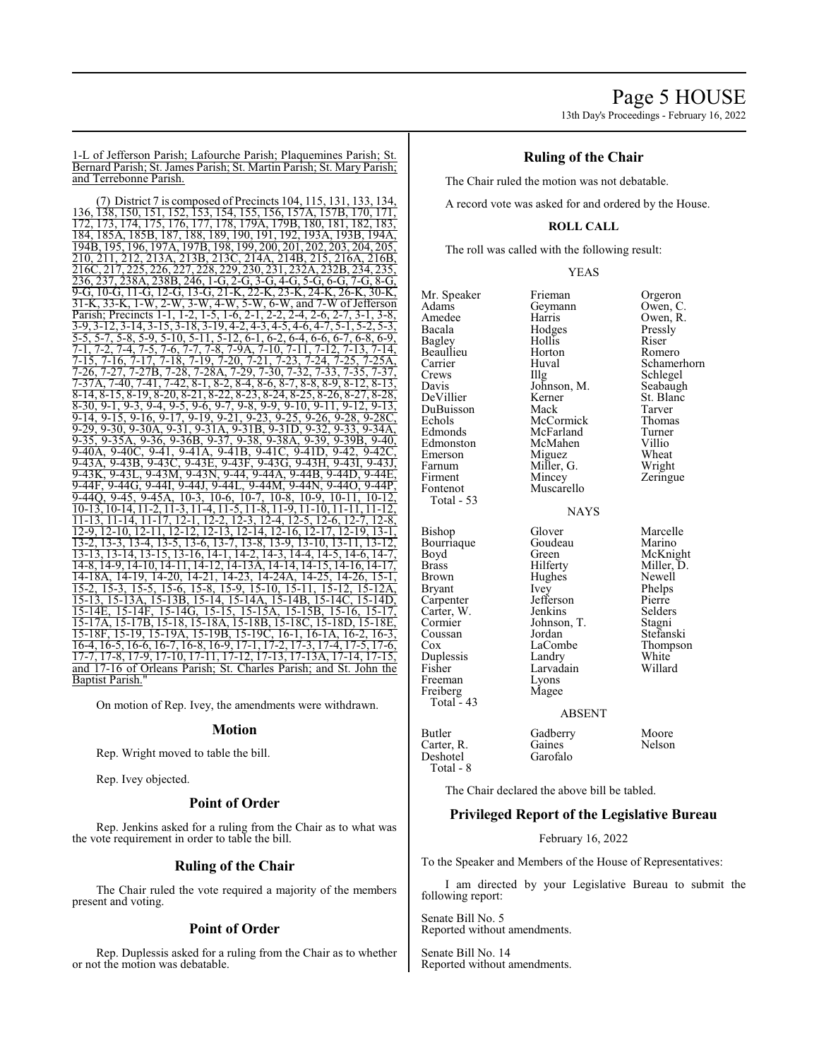1-L of Jefferson Parish; Lafourche Parish; Plaquemines Parish; St. Bernard Parish; St. James Parish; St. Martin Parish; St. Mary Parish; and Terrebonne Parish.

(7) District 7 is composed of Precincts 104, 115, 131, 133, 134, 136, 138, 150, 151, 152, 153, 154, 155, 156, 157A, 157B, 170, 171, 172, 173, 174, 175, 176, 177, 178, 179A, 179B, 180, 181, 182, 183, 184, 185A, 185B, 187, 188, 189, 190, 191, 192, 193A, 193B, 194A, 194B, 195, 196, 197A, 197B, 198, 199, 200, 201, 202, 203, 204, 205, 210, 211, 212, 213A, 213B, 213C, 214A, 214B, 215, 216A, 216B, 216C, 217, 225, 226, 227, 228, 229, 230, 231, 232A, 232B, 234, 235, 236, 237, 238A, 238B, 246, 1-G, 2-G, 3-G, 4-G, 5-G, 6-G, 7-G, 8-G, 9-G, 10-G, 11-G, 12-G, 13-G, 21-K, 22-K, 23-K, 24-K, 26-K, 30-K, 31-K, 33-K, 1-W, 2-W, 3-W, 4-W, 5-W, 6-W, and 7-W of Jefferson Parish; Precincts 1-1, 1-2, 1-5, 1-6, 2-1, 2-2, 2-4, 2-6, 2-7, 3-1, 3-8, 3-9, 3-12, 3-14, 3-15, 3-18, 3-19, 4-2, 4-3, 4-5, 4-6, 4-7, 5-1, 5-2, 5-3, 5-5, 5-7, 5-8, 5-9, 5-10, 5-11, 5-12, 6-1, 6-2, 6-4, 6-6, 6-7, 6-8, 6-9, 7-1, 7-2, 7-4, 7-5, 7-6, 7-7, 7-8, 7-9A, 7-10, 7-11, 7-12, 7-13, 7-14, 7-15, 7-16, 7-17, 7-18, 7-19, 7-20, 7-21, 7-23, 7-24, 7-25, 7-25A, 7-26, 7-27, 7-27B, 7-28, 7-28A, 7-29, 7-30, 7-32, 7-33, 7-35, 7-37, 7-37A, 7-40, 7-41, 7-42, 8-1, 8-2, 8-4, 8-6, 8-7, 8-8, 8-9, 8-12, 8-13, 8-14, 8-15, 8-19, 8-20, 8-21, 8-22, 8-23, 8-24, 8-25, 8-26, 8-27, 8-28, 8-30, 9-1, 9-3, 9-4, 9-5, 9-6, 9-7, 9-8, 9-9, 9-10, 9-11, 9-12, 9-13, 9-14, 9-15, 9-16, 9-17, 9-19, 9-21, 9-23, 9-25, 9-26, 9-28, 9-28C, 9-29, 9-30, 9-30A, 9-31, 9-31A, 9-31B, 9-31D, 9-32, 9-33, 9-34A, 9-35, 9-35A, 9-36, 9-36B, 9-37, 9-38, 9-38A, 9-39, 9-39B, 9-40, 9-40A, 9-40C, 9-41, 9-41A, 9-41B, 9-41C, 9-41D, 9-42, 9-42C, 9-43A, 9-43B, 9-43C, 9-43E, 9-43F, 9-43G, 9-43H, 9-43I, 9-43J, 9-43K, 9-43L, 9-43M, 9-43N, 9-44, 9-44A, 9-44B, 9-44D, 9-44E, 9-44F, 9-44G, 9-44I, 9-44J, 9-44L, 9-44M, 9-44N, 9-44O, 9-44P, 9-44Q, 9-45, 9-45A, 10-3, 10-6, 10-7, 10-8, 10-9, 10-11, 10-12, 10-13, 10-14, 11-2, 11-3, 11-4, 11-5, 11-8, 11-9, 11-10, 11-11, 11-12, 11-13, 11-14, 11-17, 12-1, 12-2, 12-3, 12-4, 12-5, 12-6, 12-7, 12-8, 12-9, 12-10, 12-11, 12-12, 12-13, 12-14, 12-16, 12-17, 12-19, 13-1, 13-2, 13-3, 13-4, 13-5, 13-6, 13-7, 13-8, 13-9, 13-10, 13-11, 13-12, 13-13, 13-14, 13-15, 13-16, 14-1, 14-2, 14-3, 14-4, 14-5, 14-6, 14-7, 14-8, 14-9, 14-10, 14-11, 14-12, 14-13A, 14-14, 14-15, 14-16, 14-17, 14-18A, 14-19, 14-20, 14-21, 14-23, 14-24A, 14-25, 14-26, 15-1, 15-2, 15-3, 15-5, 15-6, 15-8, 15-9, 15-10, 15-11, 15-12, 15-12A, 15-13, 15-13A, 15-13B, 15-14, 15-14A, 15-14B, 15-14C, 15-14D, 15-14E, 15-14F, 15-14G, 15-15, 15-15A, 15-15B, 15-16, 15-17, 15-17A, 15-17B, 15-18, 15-18A, 15-18B, 15-18C, 15-18D, 15-18E, 15-18F, 15-19, 15-19A, 15-19B, 15-19C, 16-1, 16-1A, 16-2, 16-3, 16-4, 16-5, 16-6, 16-7, 16-8, 16-9, 17-1, 17-2, 17-3, 17-4, 17-5, 17-6, 17-7, 17-8, 17-9, 17-10, 17-11, 17-12, 17-13, 17-13A, 17-14, 17-15, and 17-16 of Orleans Parish; St. Charles Parish; and St. John the Baptist Parish."

On motion of Rep. Ivey, the amendments were withdrawn.

## Motion

Rep. Wright moved to table the bill.

Rep. Ivey objected.

## Point of Order

Rep. Jenkins asked for a ruling from the Chair as to what was the vote requirement in order to table the bill.

## Ruling of the Chair

The Chair ruled the vote required a majority of the members present and voting.

## Point of Order

Rep. Duplessis asked for a ruling from the Chair as to whether or not the motion was debatable.

## Ruling of the Chair

The Chair ruled the motion was not debatable.

A record vote was asked for and ordered by the House.

**ROLL CALL**

The roll was called with the following result:

YEAS

| | | |
|---|---|---|
| Mr. Speaker | Frieman | Orgeron |
| Adams | Geymann | Owen, C. |
| Amedee | Harris | Owen, R. |
| Bacala | Hodges | Pressly |
| Bagley | Hollis | Riser |
| Beaullieu | Horton | Romero |
| Carrier | Huval | Schamerhorn |
| Crews | Illg | Schlegel |
| Davis | Johnson, M. | Seabaugh |
| DeVillier | Kerner | St. Blanc |
| DuBuisson | Mack | Tarver |
| Echols | McCormick | Thomas |
| Edmonds | McFarland | Turner |
| Edmonston | McMahen | Villio |
| Emerson | Miguez | Wheat |
| Farnum | Miller, G. | Wright |
| Firment | Mincey | Zeringue |
| Fontenot | Muscarello | |
| Total - 53 | | |

NAYS

| | | |
|---|---|---|
| Bishop | Glover | Marcelle |
| Bourriaque | Goudeau | Marino |
| Boyd | Green | McKnight |
| Brass | Hilferty | Miller, D. |
| Brown | Hughes | Newell |
| Bryant | Ivey | Phelps |
| Carpenter | Jefferson | Pierre |
| Carter, W. | Jenkins | Selders |
| Cormier | Johnson, T. | Stagni |
| Coussan | Jordan | Stefanski |
| Cox | LaCombe | Thompson |
| Duplessis | Landry | White |
| Fisher | Larvadain | Willard |
| Freeman | Lyons | |
| Freiberg | Magee | |
| Total - 43 | | |

ABSENT

| | | |
|---|---|---|
| Butler | Gadberry | Moore |
| Carter, R. | Gaines | Nelson |
| Deshotel | Garofalo | |
| Total - 8 | | |

The Chair declared the above bill be tabled.

## Privileged Report of the Legislative Bureau

February 16, 2022

To the Speaker and Members of the House of Representatives:

I am directed by your Legislative Bureau to submit the following report:

Senate Bill No. 5
Reported without amendments.

Senate Bill No. 14
Reported without amendments.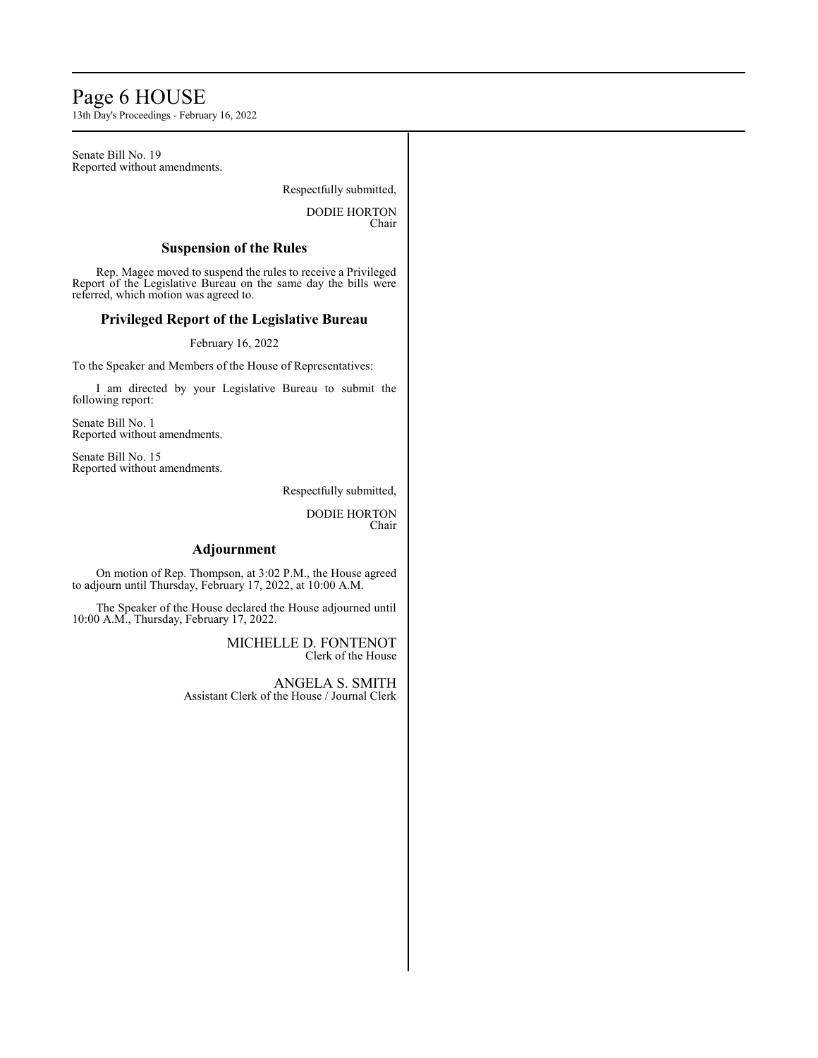Senate Bill No. 19
Reported without amendments.

Respectfully submitted,

DODIE HORTON
Chair

## Suspension of the Rules

Rep. Magee moved to suspend the rules to receive a Privileged Report of the Legislative Bureau on the same day the bills were referred, which motion was agreed to.

## Privileged Report of the Legislative Bureau

February 16, 2022

To the Speaker and Members of the House of Representatives:

I am directed by your Legislative Bureau to submit the following report:

Senate Bill No. 1
Reported without amendments.

Senate Bill No. 15
Reported without amendments.

Respectfully submitted,

DODIE HORTON
Chair

## Adjournment

On motion of Rep. Thompson, at 3:02 P.M., the House agreed to adjourn until Thursday, February 17, 2022, at 10:00 A.M.

The Speaker of the House declared the House adjourned until 10:00 A.M., Thursday, February 17, 2022.

MICHELLE D. FONTENOT
Clerk of the House

ANGELA S. SMITH
Assistant Clerk of the House / Journal Clerk